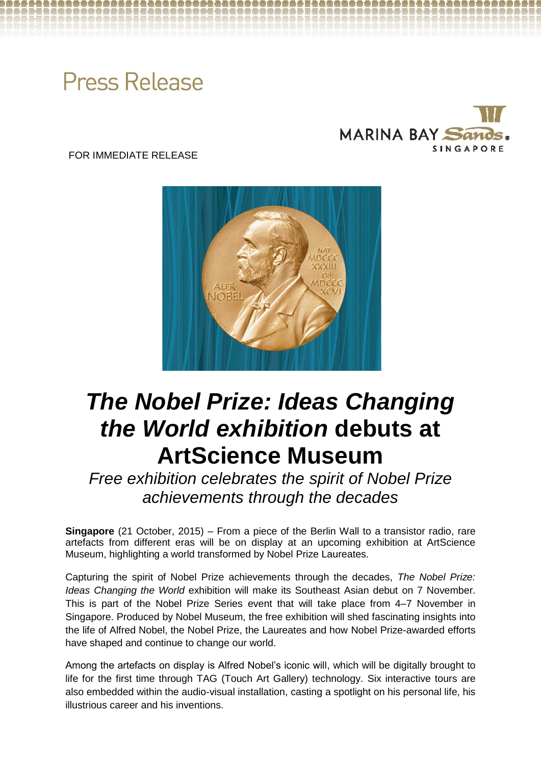Press Release

FOR IMMEDIATE RELEASE

# *The Nobel Prize: Ideas Changing the World exhibition* debuts at ArtScience Museum

*Free exhibition celebrates the spirit of Nobel Prize achievements through the decades*

**Singapore** (21 October, 2015) – From a piece of the Berlin Wall to a transistor radio, rare artefacts from different eras will be on display at an upcoming exhibition at ArtScience Museum, highlighting a world transformed by Nobel Prize Laureates.

Capturing the spirit of Nobel Prize achievements through the decades, *The Nobel Prize: Ideas Changing the World* exhibition will make its Southeast Asian debut on 7 November. This is part of the Nobel Prize Series event that will take place from 4–7 November in Singapore. Produced by Nobel Museum, the free exhibition will shed fascinating insights into the life of Alfred Nobel, the Nobel Prize, the Laureates and how Nobel Prize-awarded efforts have shaped and continue to change our world.

Among the artefacts on display is Alfred Nobel's iconic will, which will be digitally brought to life for the first time through TAG (Touch Art Gallery) technology. Six interactive tours are also embedded within the audio-visual installation, casting a spotlight on his personal life, his illustrious career and his inventions.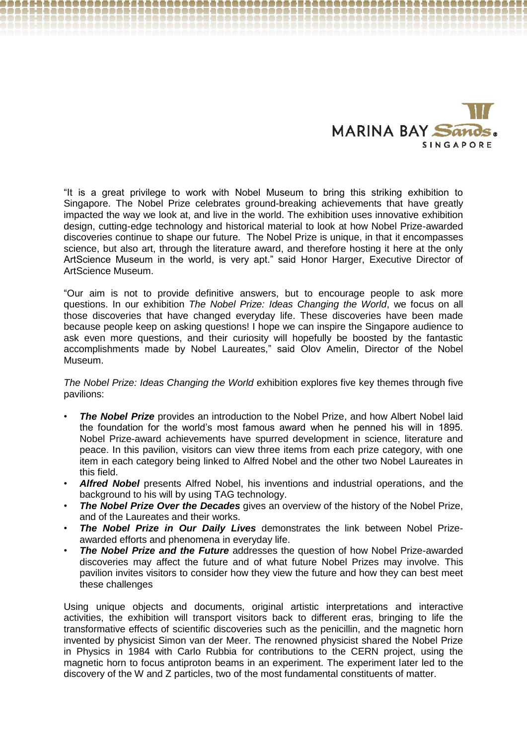"It is a great privilege to work with Nobel Museum to bring this striking exhibition to Singapore. The Nobel Prize celebrates ground-breaking achievements that have greatly impacted the way we look at, and live in the world. The exhibition uses innovative exhibition design, cutting-edge technology and historical material to look at how Nobel Prize-awarded discoveries continue to shape our future. The Nobel Prize is unique, in that it encompasses science, but also art, through the literature award, and therefore hosting it here at the only ArtScience Museum in the world, is very apt." said Honor Harger, Executive Director of ArtScience Museum.

"Our aim is not to provide definitive answers, but to encourage people to ask more questions. In our exhibition *The Nobel Prize: Ideas Changing the World*, we focus on all those discoveries that have changed everyday life. These discoveries have been made because people keep on asking questions! I hope we can inspire the Singapore audience to ask even more questions, and their curiosity will hopefully be boosted by the fantastic accomplishments made by Nobel Laureates," said Olov Amelin, Director of the Nobel Museum.

*The Nobel Prize: Ideas Changing the World* exhibition explores five key themes through five pavilions:

- ***The Nobel Prize*** provides an introduction to the Nobel Prize, and how Albert Nobel laid the foundation for the world's most famous award when he penned his will in 1895. Nobel Prize-award achievements have spurred development in science, literature and peace. In this pavilion, visitors can view three items from each prize category, with one item in each category being linked to Alfred Nobel and the other two Nobel Laureates in this field.
- ***Alfred Nobel*** presents Alfred Nobel, his inventions and industrial operations, and the background to his will by using TAG technology.
- ***The Nobel Prize Over the Decades*** gives an overview of the history of the Nobel Prize, and of the Laureates and their works.
- ***The Nobel Prize in Our Daily Lives*** demonstrates the link between Nobel Prize-awarded efforts and phenomena in everyday life.
- ***The Nobel Prize and the Future*** addresses the question of how Nobel Prize-awarded discoveries may affect the future and of what future Nobel Prizes may involve. This pavilion invites visitors to consider how they view the future and how they can best meet these challenges

Using unique objects and documents, original artistic interpretations and interactive activities, the exhibition will transport visitors back to different eras, bringing to life the transformative effects of scientific discoveries such as the penicillin, and the magnetic horn invented by physicist Simon van der Meer. The renowned physicist shared the Nobel Prize in Physics in 1984 with Carlo Rubbia for contributions to the CERN project, using the magnetic horn to focus antiproton beams in an experiment. The experiment later led to the discovery of the W and Z particles, two of the most fundamental constituents of matter.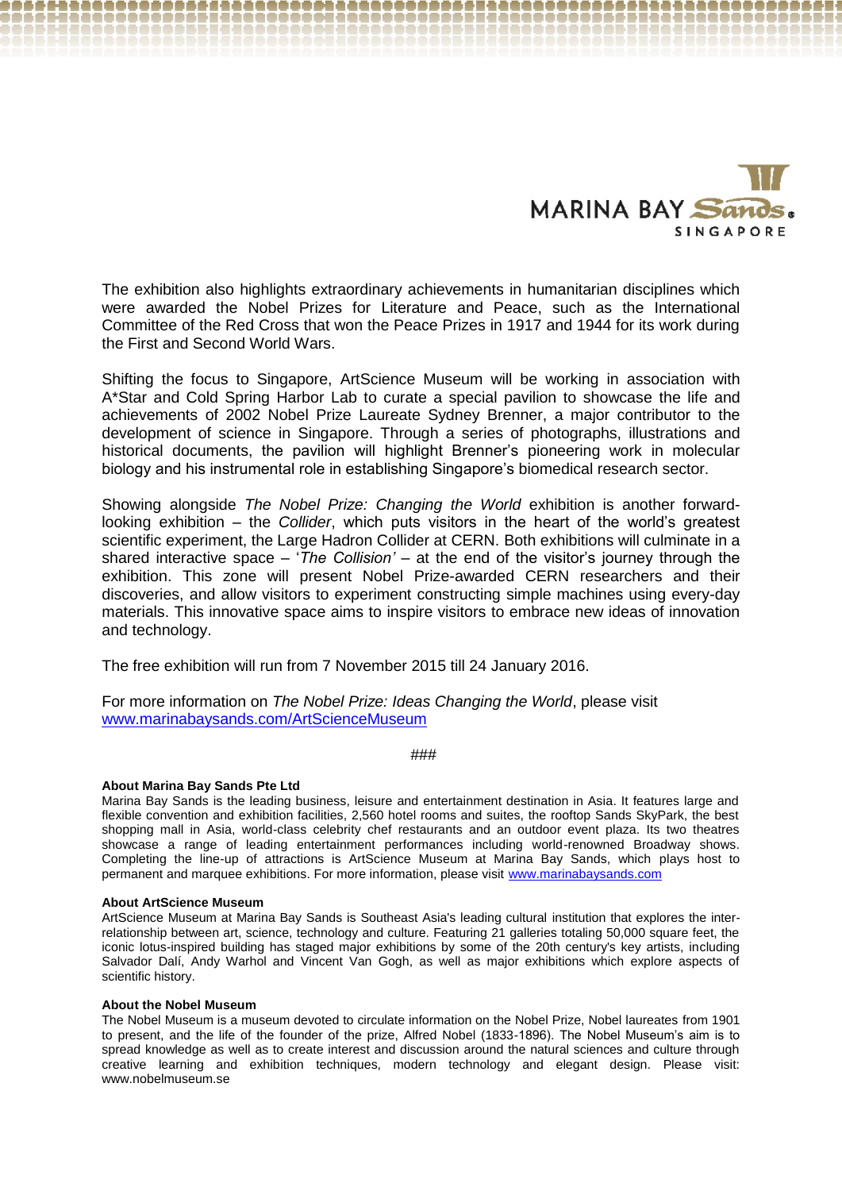The exhibition also highlights extraordinary achievements in humanitarian disciplines which were awarded the Nobel Prizes for Literature and Peace, such as the International Committee of the Red Cross that won the Peace Prizes in 1917 and 1944 for its work during the First and Second World Wars.

Shifting the focus to Singapore, ArtScience Museum will be working in association with A*Star and Cold Spring Harbor Lab to curate a special pavilion to showcase the life and achievements of 2002 Nobel Prize Laureate Sydney Brenner, a major contributor to the development of science in Singapore. Through a series of photographs, illustrations and historical documents, the pavilion will highlight Brenner's pioneering work in molecular biology and his instrumental role in establishing Singapore's biomedical research sector.

Showing alongside *The Nobel Prize: Changing the World* exhibition is another forward-looking exhibition – the *Collider*, which puts visitors in the heart of the world's greatest scientific experiment, the Large Hadron Collider at CERN. Both exhibitions will culminate in a shared interactive space – '*The Collision'* – at the end of the visitor's journey through the exhibition. This zone will present Nobel Prize-awarded CERN researchers and their discoveries, and allow visitors to experiment constructing simple machines using every-day materials. This innovative space aims to inspire visitors to embrace new ideas of innovation and technology.

The free exhibition will run from 7 November 2015 till 24 January 2016.

For more information on *The Nobel Prize: Ideas Changing the World*, please visit [www.marinabaysands.com/ArtScienceMuseum](www.marinabaysands.com/ArtScienceMuseum)

###

**About Marina Bay Sands Pte Ltd**
Marina Bay Sands is the leading business, leisure and entertainment destination in Asia. It features large and flexible convention and exhibition facilities, 2,560 hotel rooms and suites, the rooftop Sands SkyPark, the best shopping mall in Asia, world-class celebrity chef restaurants and an outdoor event plaza. Its two theatres showcase a range of leading entertainment performances including world-renowned Broadway shows. Completing the line-up of attractions is ArtScience Museum at Marina Bay Sands, which plays host to permanent and marquee exhibitions. For more information, please visit [www.marinabaysands.com](www.marinabaysands.com)

**About ArtScience Museum**
ArtScience Museum at Marina Bay Sands is Southeast Asia's leading cultural institution that explores the inter-relationship between art, science, technology and culture. Featuring 21 galleries totaling 50,000 square feet, the iconic lotus-inspired building has staged major exhibitions by some of the 20th century's key artists, including Salvador Dalí, Andy Warhol and Vincent Van Gogh, as well as major exhibitions which explore aspects of scientific history.

**About the Nobel Museum**
The Nobel Museum is a museum devoted to circulate information on the Nobel Prize, Nobel laureates from 1901 to present, and the life of the founder of the prize, Alfred Nobel (1833-1896). The Nobel Museum's aim is to spread knowledge as well as to create interest and discussion around the natural sciences and culture through creative learning and exhibition techniques, modern technology and elegant design. Please visit: www.nobelmuseum.se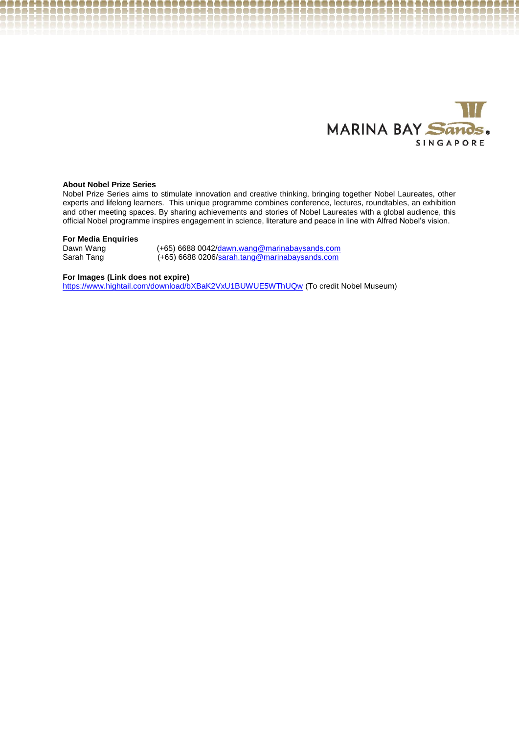**About Nobel Prize Series**

Nobel Prize Series aims to stimulate innovation and creative thinking, bringing together Nobel Laureates, other experts and lifelong learners. This unique programme combines conference, lectures, roundtables, an exhibition and other meeting spaces. By sharing achievements and stories of Nobel Laureates with a global audience, this official Nobel programme inspires engagement in science, literature and peace in line with Alfred Nobel's vision.

**For Media Enquiries**

| | |
|---|---|
| Dawn Wang | (+65) 6688 0042/dawn.wang@marinabaysands.com |
| Sarah Tang | (+65) 6688 0206/sarah.tang@marinabaysands.com |

**For Images (Link does not expire)**

https://www.hightail.com/download/bXBaK2VxU1BUWUE5WThUQw (To credit Nobel Museum)